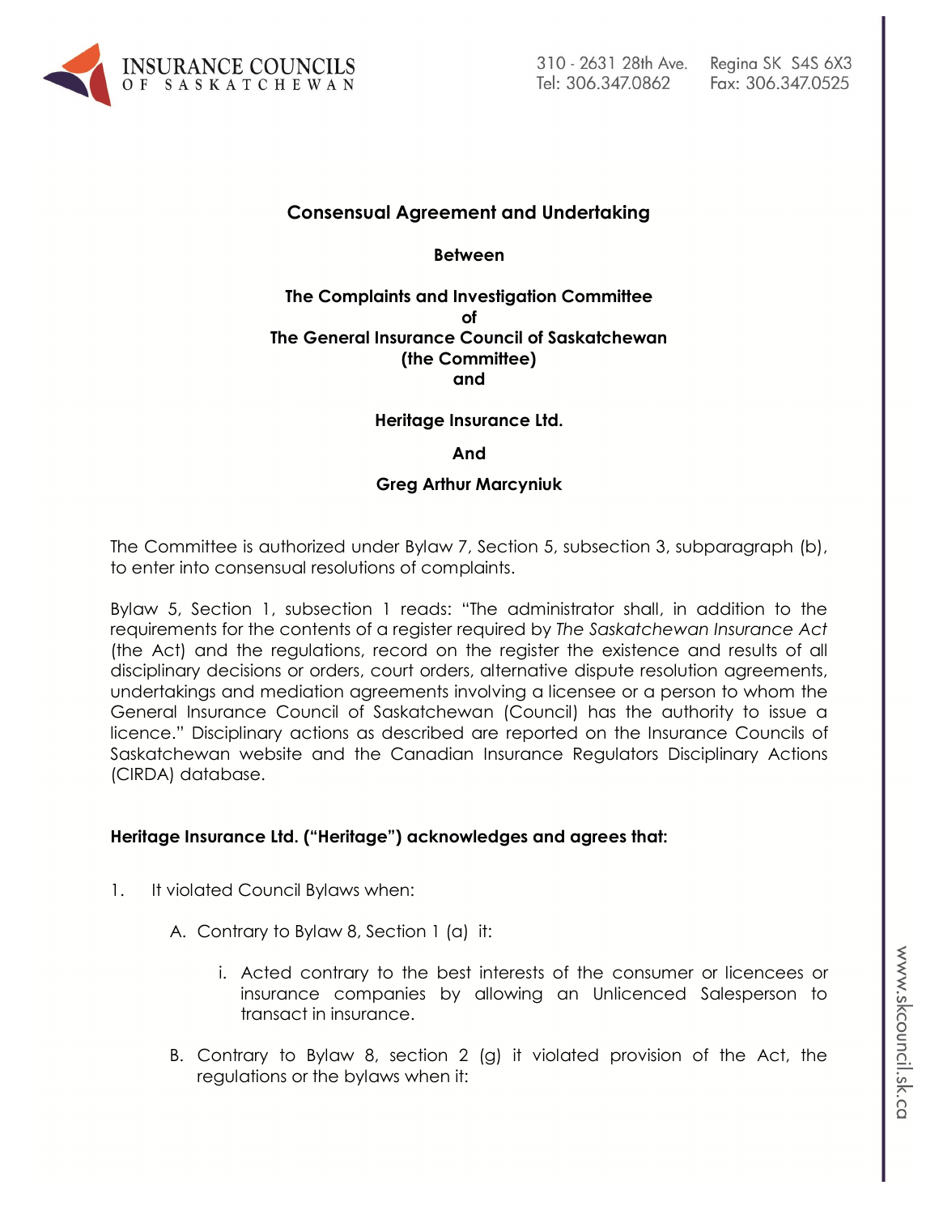## Consensual Agreement and Undertaking

**Between**

**The Complaints and Investigation Committee**
**of**
**The General Insurance Council of Saskatchewan**
**(the Committee)**
**and**

**Heritage Insurance Ltd.**

**And**

**Greg Arthur Marcyniuk**

The Committee is authorized under Bylaw 7, Section 5, subsection 3, subparagraph (b), to enter into consensual resolutions of complaints.

Bylaw 5, Section 1, subsection 1 reads: "The administrator shall, in addition to the requirements for the contents of a register required by *The Saskatchewan Insurance Act* (the Act) and the regulations, record on the register the existence and results of all disciplinary decisions or orders, court orders, alternative dispute resolution agreements, undertakings and mediation agreements involving a licensee or a person to whom the General Insurance Council of Saskatchewan (Council) has the authority to issue a licence." Disciplinary actions as described are reported on the Insurance Councils of Saskatchewan website and the Canadian Insurance Regulators Disciplinary Actions (CIRDA) database.

**Heritage Insurance Ltd. ("Heritage") acknowledges and agrees that:**

1. It violated Council Bylaws when:

   A. Contrary to Bylaw 8, Section 1 (a) it:

      i. Acted contrary to the best interests of the consumer or licencees or insurance companies by allowing an Unlicenced Salesperson to transact in insurance.

   B. Contrary to Bylaw 8, section 2 (g) it violated provision of the Act, the regulations or the bylaws when it: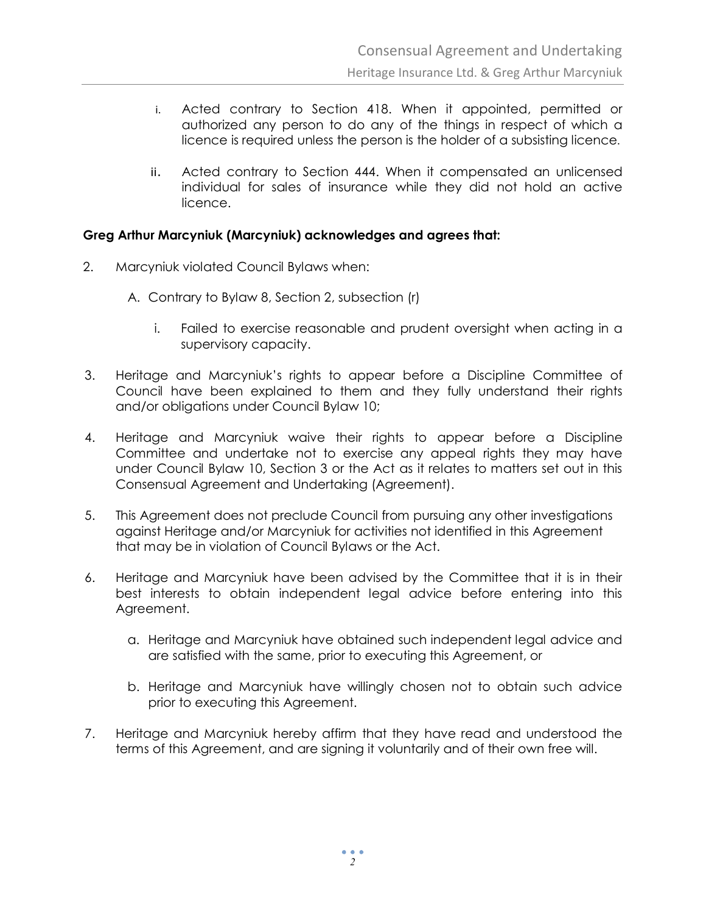i. Acted contrary to Section 418. When it appointed, permitted or authorized any person to do any of the things in respect of which a licence is required unless the person is the holder of a subsisting licence.

ii. Acted contrary to Section 444. When it compensated an unlicensed individual for sales of insurance while they did not hold an active licence.

**Greg Arthur Marcyniuk (Marcyniuk) acknowledges and agrees that:**

2. Marcyniuk violated Council Bylaws when:

   A. Contrary to Bylaw 8, Section 2, subsection (r)

      i. Failed to exercise reasonable and prudent oversight when acting in a supervisory capacity.

3. Heritage and Marcyniuk's rights to appear before a Discipline Committee of Council have been explained to them and they fully understand their rights and/or obligations under Council Bylaw 10;

4. Heritage and Marcyniuk waive their rights to appear before a Discipline Committee and undertake not to exercise any appeal rights they may have under Council Bylaw 10, Section 3 or the Act as it relates to matters set out in this Consensual Agreement and Undertaking (Agreement).

5. This Agreement does not preclude Council from pursuing any other investigations against Heritage and/or Marcyniuk for activities not identified in this Agreement that may be in violation of Council Bylaws or the Act.

6. Heritage and Marcyniuk have been advised by the Committee that it is in their best interests to obtain independent legal advice before entering into this Agreement.

   a. Heritage and Marcyniuk have obtained such independent legal advice and are satisfied with the same, prior to executing this Agreement, or

   b. Heritage and Marcyniuk have willingly chosen not to obtain such advice prior to executing this Agreement.

7. Heritage and Marcyniuk hereby affirm that they have read and understood the terms of this Agreement, and are signing it voluntarily and of their own free will.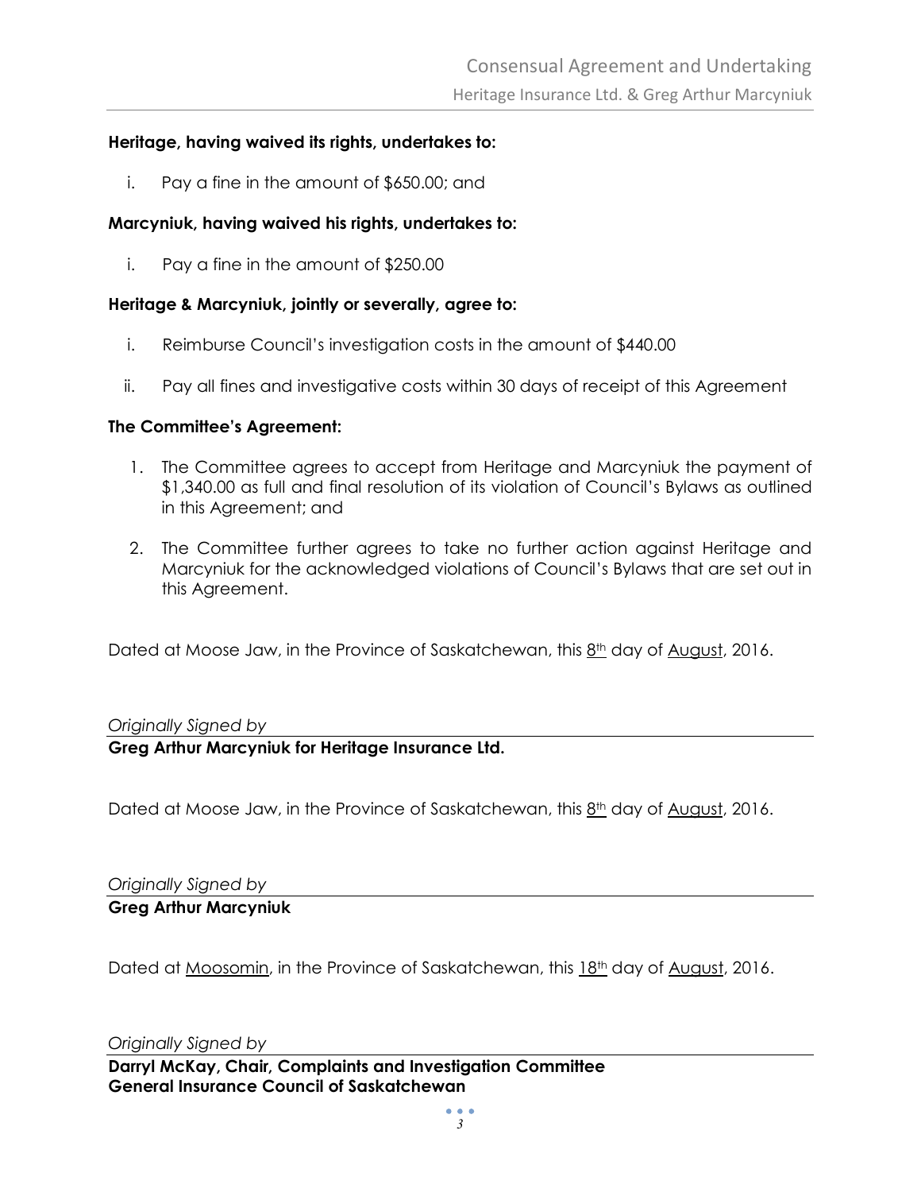**Heritage, having waived its rights, undertakes to:**

i. Pay a fine in the amount of $650.00; and

**Marcyniuk, having waived his rights, undertakes to:**

i. Pay a fine in the amount of $250.00

**Heritage & Marcyniuk, jointly or severally, agree to:**

i. Reimburse Council's investigation costs in the amount of $440.00

ii. Pay all fines and investigative costs within 30 days of receipt of this Agreement

**The Committee's Agreement:**

1. The Committee agrees to accept from Heritage and Marcyniuk the payment of $1,340.00 as full and final resolution of its violation of Council's Bylaws as outlined in this Agreement; and

2. The Committee further agrees to take no further action against Heritage and Marcyniuk for the acknowledged violations of Council's Bylaws that are set out in this Agreement.

Dated at Moose Jaw, in the Province of Saskatchewan, this 8th day of August, 2016.

*Originally Signed by*

**Greg Arthur Marcyniuk for Heritage Insurance Ltd.**

Dated at Moose Jaw, in the Province of Saskatchewan, this 8th day of August, 2016.

*Originally Signed by*

**Greg Arthur Marcyniuk**

Dated at Moosomin, in the Province of Saskatchewan, this 18th day of August, 2016.

*Originally Signed by*

**Darryl McKay, Chair, Complaints and Investigation Committee**
**General Insurance Council of Saskatchewan**